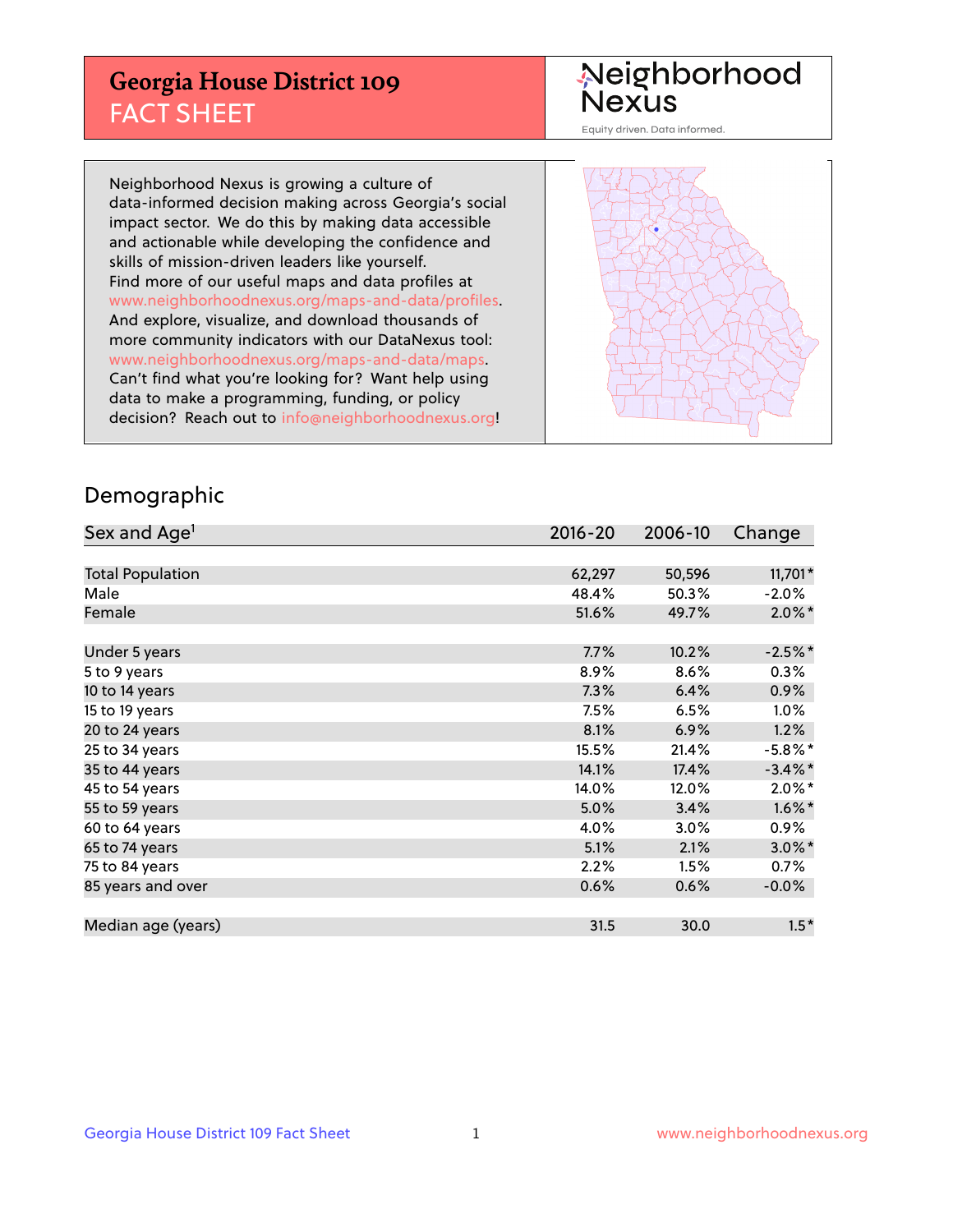# Georgia House District 109
## FACT SHEET

Neighborhood Nexus

Equity driven. Data informed.

Neighborhood Nexus is growing a culture of data-informed decision making across Georgia's social impact sector. We do this by making data accessible and actionable while developing the confidence and skills of mission-driven leaders like yourself. Find more of our useful maps and data profiles at www.neighborhoodnexus.org/maps-and-data/profiles. And explore, visualize, and download thousands of more community indicators with our DataNexus tool: www.neighborhoodnexus.org/maps-and-data/maps. Can't find what you're looking for? Want help using data to make a programming, funding, or policy decision? Reach out to info@neighborhoodnexus.org!

## Demographic

| Sex and Age[1] | 2016-20 | 2006-10 | Change |
|---|---|---|---|
| Total Population | 62,297 | 50,596 | 11,701* |
| Male | 48.4% | 50.3% | -2.0% |
| Female | 51.6% | 49.7% | 2.0%* |
| | | | |
| Under 5 years | 7.7% | 10.2% | -2.5%* |
| 5 to 9 years | 8.9% | 8.6% | 0.3% |
| 10 to 14 years | 7.3% | 6.4% | 0.9% |
| 15 to 19 years | 7.5% | 6.5% | 1.0% |
| 20 to 24 years | 8.1% | 6.9% | 1.2% |
| 25 to 34 years | 15.5% | 21.4% | -5.8%* |
| 35 to 44 years | 14.1% | 17.4% | -3.4%* |
| 45 to 54 years | 14.0% | 12.0% | 2.0%* |
| 55 to 59 years | 5.0% | 3.4% | 1.6%* |
| 60 to 64 years | 4.0% | 3.0% | 0.9% |
| 65 to 74 years | 5.1% | 2.1% | 3.0%* |
| 75 to 84 years | 2.2% | 1.5% | 0.7% |
| 85 years and over | 0.6% | 0.6% | -0.0% |
| | | | |
| Median age (years) | 31.5 | 30.0 | 1.5* |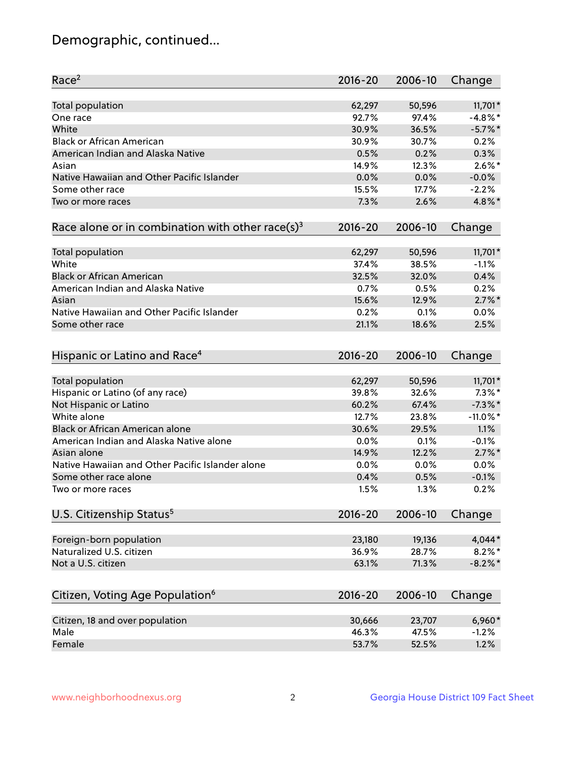# Demographic, continued...

| Race[2] | 2016-20 | 2006-10 | Change |
|---|---|---|---|
| Total population | 62,297 | 50,596 | 11,701* |
| One race | 92.7% | 97.4% | -4.8%* |
| White | 30.9% | 36.5% | -5.7%* |
| Black or African American | 30.9% | 30.7% | 0.2% |
| American Indian and Alaska Native | 0.5% | 0.2% | 0.3% |
| Asian | 14.9% | 12.3% | 2.6%* |
| Native Hawaiian and Other Pacific Islander | 0.0% | 0.0% | -0.0% |
| Some other race | 15.5% | 17.7% | -2.2% |
| Two or more races | 7.3% | 2.6% | 4.8%* |

| Race alone or in combination with other race(s)[3] | 2016-20 | 2006-10 | Change |
|---|---|---|---|
| Total population | 62,297 | 50,596 | 11,701* |
| White | 37.4% | 38.5% | -1.1% |
| Black or African American | 32.5% | 32.0% | 0.4% |
| American Indian and Alaska Native | 0.7% | 0.5% | 0.2% |
| Asian | 15.6% | 12.9% | 2.7%* |
| Native Hawaiian and Other Pacific Islander | 0.2% | 0.1% | 0.0% |
| Some other race | 21.1% | 18.6% | 2.5% |

| Hispanic or Latino and Race[4] | 2016-20 | 2006-10 | Change |
|---|---|---|---|
| Total population | 62,297 | 50,596 | 11,701* |
| Hispanic or Latino (of any race) | 39.8% | 32.6% | 7.3%* |
| Not Hispanic or Latino | 60.2% | 67.4% | -7.3%* |
| White alone | 12.7% | 23.8% | -11.0%* |
| Black or African American alone | 30.6% | 29.5% | 1.1% |
| American Indian and Alaska Native alone | 0.0% | 0.1% | -0.1% |
| Asian alone | 14.9% | 12.2% | 2.7%* |
| Native Hawaiian and Other Pacific Islander alone | 0.0% | 0.0% | 0.0% |
| Some other race alone | 0.4% | 0.5% | -0.1% |
| Two or more races | 1.5% | 1.3% | 0.2% |

| U.S. Citizenship Status[5] | 2016-20 | 2006-10 | Change |
|---|---|---|---|
| Foreign-born population | 23,180 | 19,136 | 4,044* |
| Naturalized U.S. citizen | 36.9% | 28.7% | 8.2%* |
| Not a U.S. citizen | 63.1% | 71.3% | -8.2%* |

| Citizen, Voting Age Population[6] | 2016-20 | 2006-10 | Change |
|---|---|---|---|
| Citizen, 18 and over population | 30,666 | 23,707 | 6,960* |
| Male | 46.3% | 47.5% | -1.2% |
| Female | 53.7% | 52.5% | 1.2% |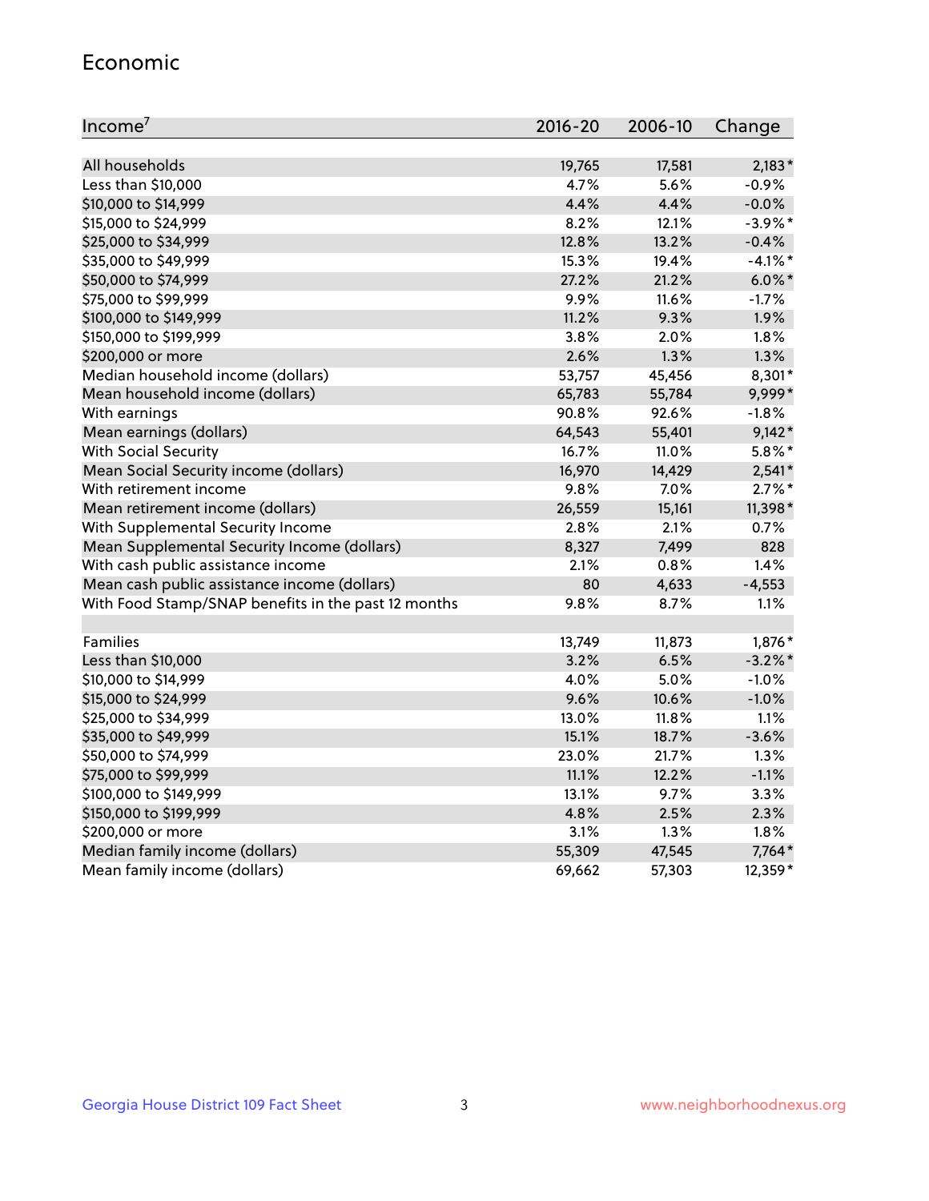## Economic

| Income[7] | 2016-20 | 2006-10 | Change |
|---|---|---|---|
| All households | 19,765 | 17,581 | 2,183* |
| Less than $10,000 | 4.7% | 5.6% | -0.9% |
| $10,000 to $14,999 | 4.4% | 4.4% | -0.0% |
| $15,000 to $24,999 | 8.2% | 12.1% | -3.9%* |
| $25,000 to $34,999 | 12.8% | 13.2% | -0.4% |
| $35,000 to $49,999 | 15.3% | 19.4% | -4.1%* |
| $50,000 to $74,999 | 27.2% | 21.2% | 6.0%* |
| $75,000 to $99,999 | 9.9% | 11.6% | -1.7% |
| $100,000 to $149,999 | 11.2% | 9.3% | 1.9% |
| $150,000 to $199,999 | 3.8% | 2.0% | 1.8% |
| $200,000 or more | 2.6% | 1.3% | 1.3% |
| Median household income (dollars) | 53,757 | 45,456 | 8,301* |
| Mean household income (dollars) | 65,783 | 55,784 | 9,999* |
| With earnings | 90.8% | 92.6% | -1.8% |
| Mean earnings (dollars) | 64,543 | 55,401 | 9,142* |
| With Social Security | 16.7% | 11.0% | 5.8%* |
| Mean Social Security income (dollars) | 16,970 | 14,429 | 2,541* |
| With retirement income | 9.8% | 7.0% | 2.7%* |
| Mean retirement income (dollars) | 26,559 | 15,161 | 11,398* |
| With Supplemental Security Income | 2.8% | 2.1% | 0.7% |
| Mean Supplemental Security Income (dollars) | 8,327 | 7,499 | 828 |
| With cash public assistance income | 2.1% | 0.8% | 1.4% |
| Mean cash public assistance income (dollars) | 80 | 4,633 | -4,553 |
| With Food Stamp/SNAP benefits in the past 12 months | 9.8% | 8.7% | 1.1% |
| | | | |
| Families | 13,749 | 11,873 | 1,876* |
| Less than $10,000 | 3.2% | 6.5% | -3.2%* |
| $10,000 to $14,999 | 4.0% | 5.0% | -1.0% |
| $15,000 to $24,999 | 9.6% | 10.6% | -1.0% |
| $25,000 to $34,999 | 13.0% | 11.8% | 1.1% |
| $35,000 to $49,999 | 15.1% | 18.7% | -3.6% |
| $50,000 to $74,999 | 23.0% | 21.7% | 1.3% |
| $75,000 to $99,999 | 11.1% | 12.2% | -1.1% |
| $100,000 to $149,999 | 13.1% | 9.7% | 3.3% |
| $150,000 to $199,999 | 4.8% | 2.5% | 2.3% |
| $200,000 or more | 3.1% | 1.3% | 1.8% |
| Median family income (dollars) | 55,309 | 47,545 | 7,764* |
| Mean family income (dollars) | 69,662 | 57,303 | 12,359* |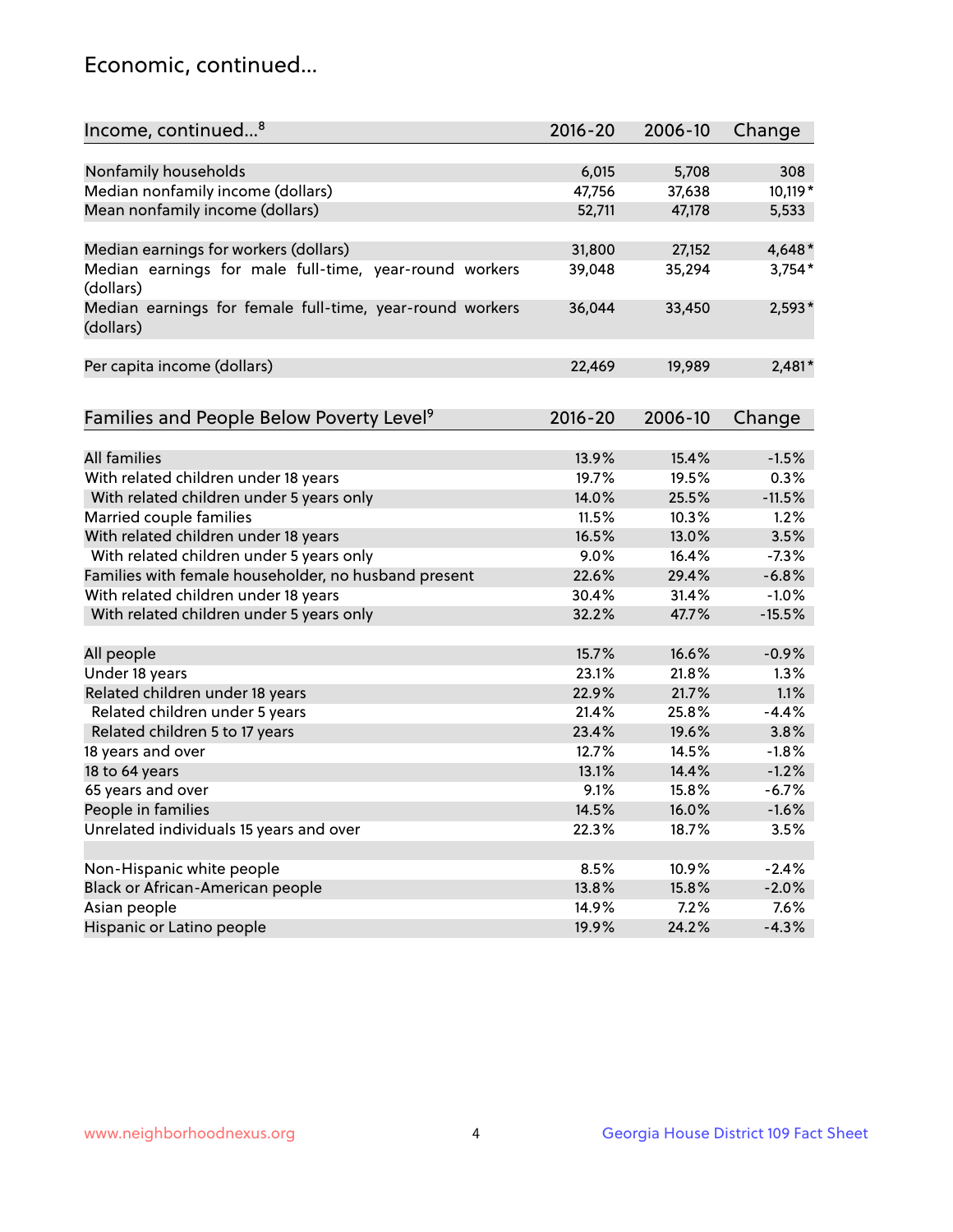## Economic, continued...

| Income, continued...[8] | 2016-20 | 2006-10 | Change |
|---|---|---|---|
| Nonfamily households | 6,015 | 5,708 | 308 |
| Median nonfamily income (dollars) | 47,756 | 37,638 | 10,119* |
| Mean nonfamily income (dollars) | 52,711 | 47,178 | 5,533 |
| Median earnings for workers (dollars) | 31,800 | 27,152 | 4,648* |
| Median earnings for male full-time, year-round workers (dollars) | 39,048 | 35,294 | 3,754* |
| Median earnings for female full-time, year-round workers (dollars) | 36,044 | 33,450 | 2,593* |
| Per capita income (dollars) | 22,469 | 19,989 | 2,481* |

| Families and People Below Poverty Level[9] | 2016-20 | 2006-10 | Change |
|---|---|---|---|
| All families | 13.9% | 15.4% | -1.5% |
| With related children under 18 years | 19.7% | 19.5% | 0.3% |
| With related children under 5 years only | 14.0% | 25.5% | -11.5% |
| Married couple families | 11.5% | 10.3% | 1.2% |
| With related children under 18 years | 16.5% | 13.0% | 3.5% |
| With related children under 5 years only | 9.0% | 16.4% | -7.3% |
| Families with female householder, no husband present | 22.6% | 29.4% | -6.8% |
| With related children under 18 years | 30.4% | 31.4% | -1.0% |
| With related children under 5 years only | 32.2% | 47.7% | -15.5% |
| All people | 15.7% | 16.6% | -0.9% |
| Under 18 years | 23.1% | 21.8% | 1.3% |
| Related children under 18 years | 22.9% | 21.7% | 1.1% |
| Related children under 5 years | 21.4% | 25.8% | -4.4% |
| Related children 5 to 17 years | 23.4% | 19.6% | 3.8% |
| 18 years and over | 12.7% | 14.5% | -1.8% |
| 18 to 64 years | 13.1% | 14.4% | -1.2% |
| 65 years and over | 9.1% | 15.8% | -6.7% |
| People in families | 14.5% | 16.0% | -1.6% |
| Unrelated individuals 15 years and over | 22.3% | 18.7% | 3.5% |
| Non-Hispanic white people | 8.5% | 10.9% | -2.4% |
| Black or African-American people | 13.8% | 15.8% | -2.0% |
| Asian people | 14.9% | 7.2% | 7.6% |
| Hispanic or Latino people | 19.9% | 24.2% | -4.3% |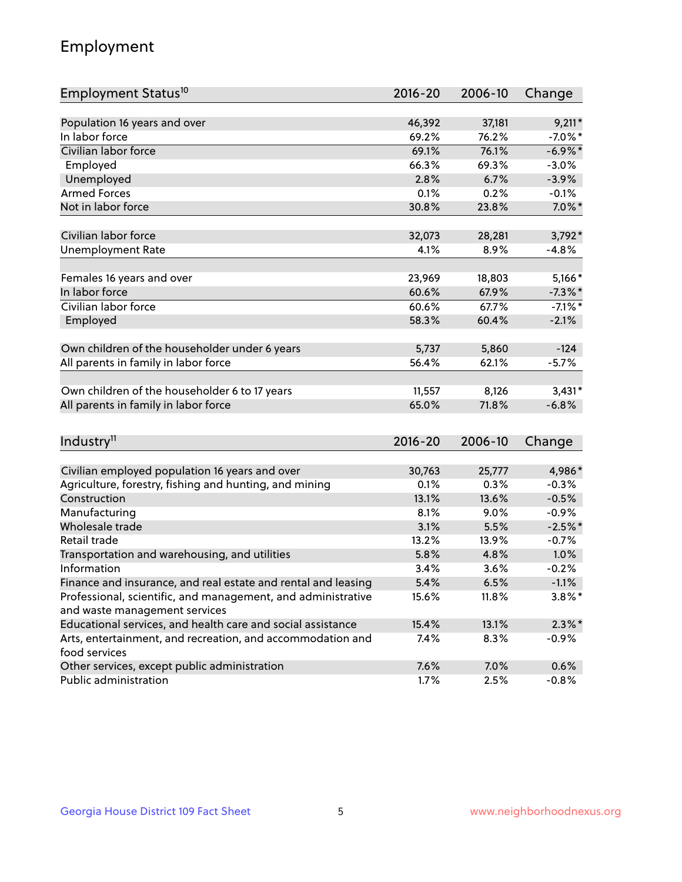## Employment

| Employment Status[10] | 2016-20 | 2006-10 | Change |
|---|---|---|---|
| Population 16 years and over | 46,392 | 37,181 | 9,211* |
| In labor force | 69.2% | 76.2% | -7.0%* |
| Civilian labor force | 69.1% | 76.1% | -6.9%* |
| Employed | 66.3% | 69.3% | -3.0% |
| Unemployed | 2.8% | 6.7% | -3.9% |
| Armed Forces | 0.1% | 0.2% | -0.1% |
| Not in labor force | 30.8% | 23.8% | 7.0%* |
| | | | |
| Civilian labor force | 32,073 | 28,281 | 3,792* |
| Unemployment Rate | 4.1% | 8.9% | -4.8% |
| | | | |
| Females 16 years and over | 23,969 | 18,803 | 5,166* |
| In labor force | 60.6% | 67.9% | -7.3%* |
| Civilian labor force | 60.6% | 67.7% | -7.1%* |
| Employed | 58.3% | 60.4% | -2.1% |
| | | | |
| Own children of the householder under 6 years | 5,737 | 5,860 | -124 |
| All parents in family in labor force | 56.4% | 62.1% | -5.7% |
| | | | |
| Own children of the householder 6 to 17 years | 11,557 | 8,126 | 3,431* |
| All parents in family in labor force | 65.0% | 71.8% | -6.8% |

| Industry[11] | 2016-20 | 2006-10 | Change |
|---|---|---|---|
| Civilian employed population 16 years and over | 30,763 | 25,777 | 4,986* |
| Agriculture, forestry, fishing and hunting, and mining | 0.1% | 0.3% | -0.3% |
| Construction | 13.1% | 13.6% | -0.5% |
| Manufacturing | 8.1% | 9.0% | -0.9% |
| Wholesale trade | 3.1% | 5.5% | -2.5%* |
| Retail trade | 13.2% | 13.9% | -0.7% |
| Transportation and warehousing, and utilities | 5.8% | 4.8% | 1.0% |
| Information | 3.4% | 3.6% | -0.2% |
| Finance and insurance, and real estate and rental and leasing | 5.4% | 6.5% | -1.1% |
| Professional, scientific, and management, and administrative and waste management services | 15.6% | 11.8% | 3.8%* |
| Educational services, and health care and social assistance | 15.4% | 13.1% | 2.3%* |
| Arts, entertainment, and recreation, and accommodation and food services | 7.4% | 8.3% | -0.9% |
| Other services, except public administration | 7.6% | 7.0% | 0.6% |
| Public administration | 1.7% | 2.5% | -0.8% |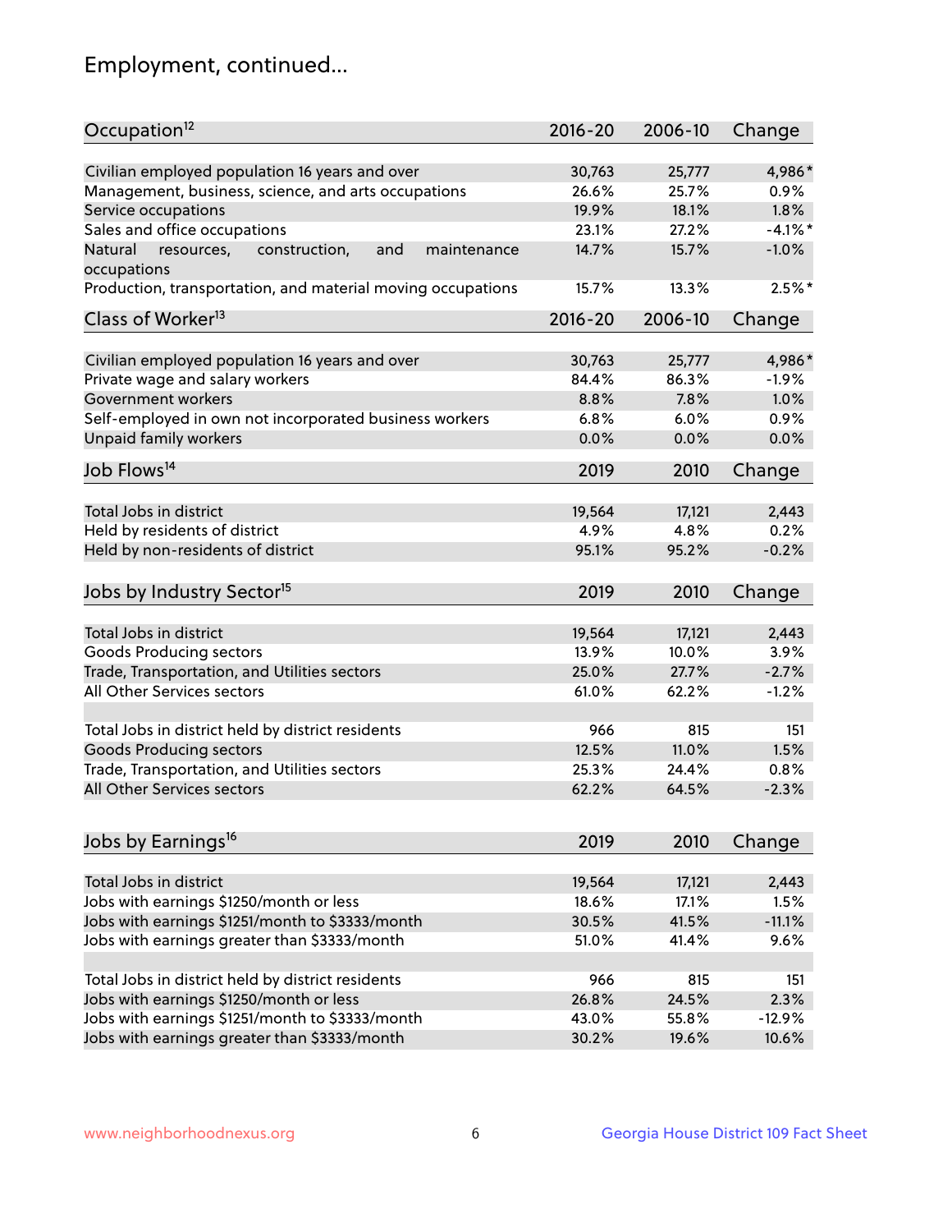# Employment, continued...

| Occupation[12] | 2016-20 | 2006-10 | Change |
|---|---|---|---|
| Civilian employed population 16 years and over | 30,763 | 25,777 | 4,986* |
| Management, business, science, and arts occupations | 26.6% | 25.7% | 0.9% |
| Service occupations | 19.9% | 18.1% | 1.8% |
| Sales and office occupations | 23.1% | 27.2% | -4.1%* |
| Natural resources, construction, and maintenance occupations | 14.7% | 15.7% | -1.0% |
| Production, transportation, and material moving occupations | 15.7% | 13.3% | 2.5%* |

| Class of Worker[13] | 2016-20 | 2006-10 | Change |
|---|---|---|---|
| Civilian employed population 16 years and over | 30,763 | 25,777 | 4,986* |
| Private wage and salary workers | 84.4% | 86.3% | -1.9% |
| Government workers | 8.8% | 7.8% | 1.0% |
| Self-employed in own not incorporated business workers | 6.8% | 6.0% | 0.9% |
| Unpaid family workers | 0.0% | 0.0% | 0.0% |

| Job Flows[14] | 2019 | 2010 | Change |
|---|---|---|---|
| Total Jobs in district | 19,564 | 17,121 | 2,443 |
| Held by residents of district | 4.9% | 4.8% | 0.2% |
| Held by non-residents of district | 95.1% | 95.2% | -0.2% |

| Jobs by Industry Sector[15] | 2019 | 2010 | Change |
|---|---|---|---|
| Total Jobs in district | 19,564 | 17,121 | 2,443 |
| Goods Producing sectors | 13.9% | 10.0% | 3.9% |
| Trade, Transportation, and Utilities sectors | 25.0% | 27.7% | -2.7% |
| All Other Services sectors | 61.0% | 62.2% | -1.2% |
| | | | |
| Total Jobs in district held by district residents | 966 | 815 | 151 |
| Goods Producing sectors | 12.5% | 11.0% | 1.5% |
| Trade, Transportation, and Utilities sectors | 25.3% | 24.4% | 0.8% |
| All Other Services sectors | 62.2% | 64.5% | -2.3% |

| Jobs by Earnings[16] | 2019 | 2010 | Change |
|---|---|---|---|
| Total Jobs in district | 19,564 | 17,121 | 2,443 |
| Jobs with earnings $1250/month or less | 18.6% | 17.1% | 1.5% |
| Jobs with earnings $1251/month to $3333/month | 30.5% | 41.5% | -11.1% |
| Jobs with earnings greater than $3333/month | 51.0% | 41.4% | 9.6% |
| | | | |
| Total Jobs in district held by district residents | 966 | 815 | 151 |
| Jobs with earnings $1250/month or less | 26.8% | 24.5% | 2.3% |
| Jobs with earnings $1251/month to $3333/month | 43.0% | 55.8% | -12.9% |
| Jobs with earnings greater than $3333/month | 30.2% | 19.6% | 10.6% |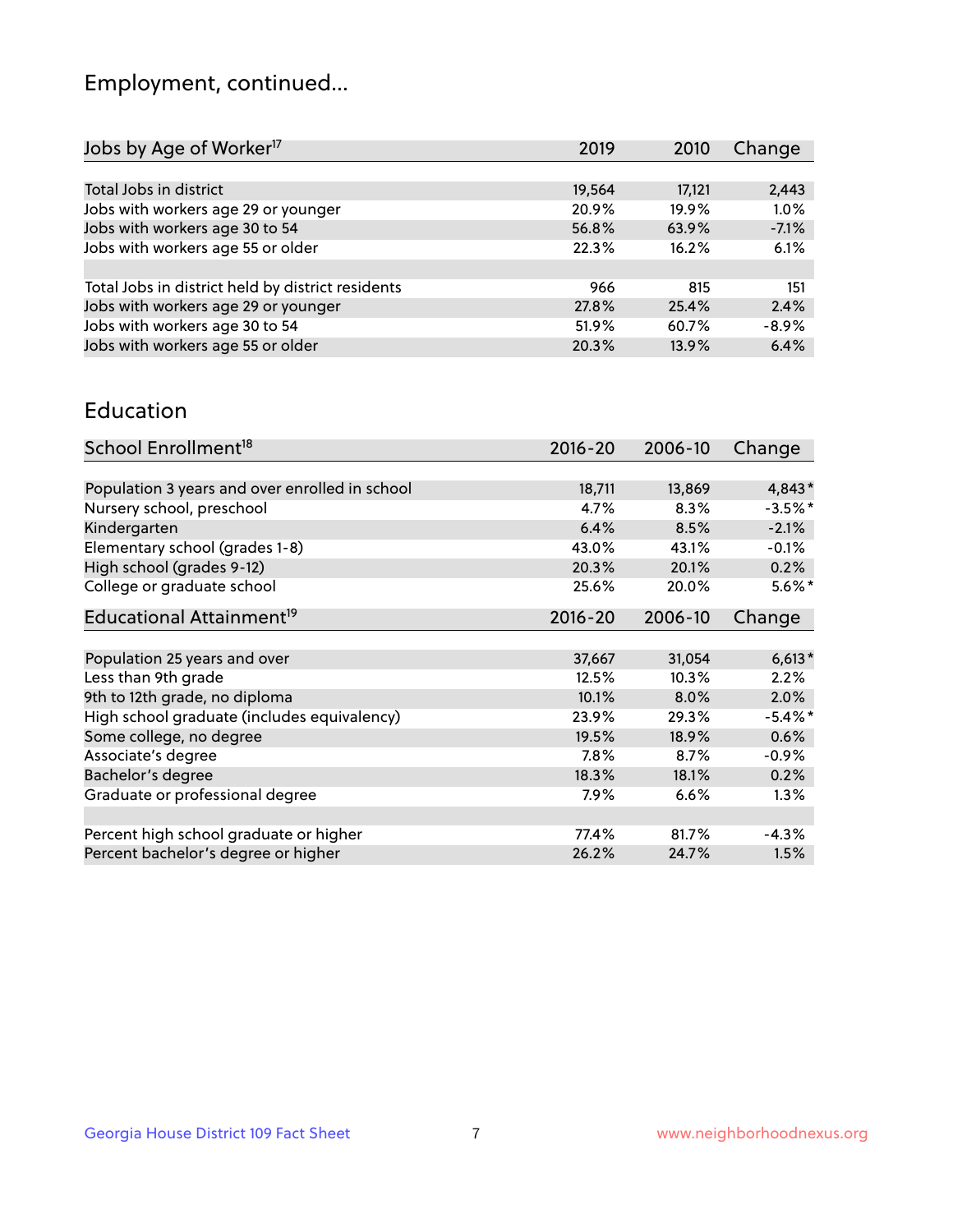# Employment, continued...

| Jobs by Age of Worker[17] | 2019 | 2010 | Change |
|---|---|---|---|
| | | | |
| Total Jobs in district | 19,564 | 17,121 | 2,443 |
| Jobs with workers age 29 or younger | 20.9% | 19.9% | 1.0% |
| Jobs with workers age 30 to 54 | 56.8% | 63.9% | -7.1% |
| Jobs with workers age 55 or older | 22.3% | 16.2% | 6.1% |
| | | | |
| Total Jobs in district held by district residents | 966 | 815 | 151 |
| Jobs with workers age 29 or younger | 27.8% | 25.4% | 2.4% |
| Jobs with workers age 30 to 54 | 51.9% | 60.7% | -8.9% |
| Jobs with workers age 55 or older | 20.3% | 13.9% | 6.4% |

## Education

| School Enrollment[18] | 2016-20 | 2006-10 | Change |
|---|---|---|---|
| | | | |
| Population 3 years and over enrolled in school | 18,711 | 13,869 | 4,843* |
| Nursery school, preschool | 4.7% | 8.3% | -3.5%* |
| Kindergarten | 6.4% | 8.5% | -2.1% |
| Elementary school (grades 1-8) | 43.0% | 43.1% | -0.1% |
| High school (grades 9-12) | 20.3% | 20.1% | 0.2% |
| College or graduate school | 25.6% | 20.0% | 5.6%* |

| Educational Attainment[19] | 2016-20 | 2006-10 | Change |
|---|---|---|---|
| | | | |
| Population 25 years and over | 37,667 | 31,054 | 6,613* |
| Less than 9th grade | 12.5% | 10.3% | 2.2% |
| 9th to 12th grade, no diploma | 10.1% | 8.0% | 2.0% |
| High school graduate (includes equivalency) | 23.9% | 29.3% | -5.4%* |
| Some college, no degree | 19.5% | 18.9% | 0.6% |
| Associate's degree | 7.8% | 8.7% | -0.9% |
| Bachelor's degree | 18.3% | 18.1% | 0.2% |
| Graduate or professional degree | 7.9% | 6.6% | 1.3% |
| | | | |
| Percent high school graduate or higher | 77.4% | 81.7% | -4.3% |
| Percent bachelor's degree or higher | 26.2% | 24.7% | 1.5% |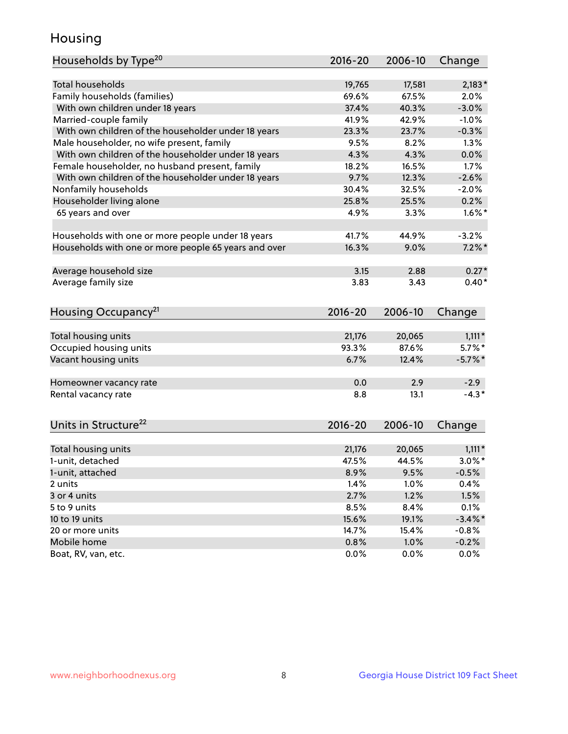## Housing

| Households by Type[20] | 2016-20 | 2006-10 | Change |
|---|---|---|---|
| Total households | 19,765 | 17,581 | 2,183* |
| Family households (families) | 69.6% | 67.5% | 2.0% |
| With own children under 18 years | 37.4% | 40.3% | -3.0% |
| Married-couple family | 41.9% | 42.9% | -1.0% |
| With own children of the householder under 18 years | 23.3% | 23.7% | -0.3% |
| Male householder, no wife present, family | 9.5% | 8.2% | 1.3% |
| With own children of the householder under 18 years | 4.3% | 4.3% | 0.0% |
| Female householder, no husband present, family | 18.2% | 16.5% | 1.7% |
| With own children of the householder under 18 years | 9.7% | 12.3% | -2.6% |
| Nonfamily households | 30.4% | 32.5% | -2.0% |
| Householder living alone | 25.8% | 25.5% | 0.2% |
| 65 years and over | 4.9% | 3.3% | 1.6%* |
| | | | |
| Households with one or more people under 18 years | 41.7% | 44.9% | -3.2% |
| Households with one or more people 65 years and over | 16.3% | 9.0% | 7.2%* |
| | | | |
| Average household size | 3.15 | 2.88 | 0.27* |
| Average family size | 3.83 | 3.43 | 0.40* |

| Housing Occupancy[21] | 2016-20 | 2006-10 | Change |
|---|---|---|---|
| Total housing units | 21,176 | 20,065 | 1,111* |
| Occupied housing units | 93.3% | 87.6% | 5.7%* |
| Vacant housing units | 6.7% | 12.4% | -5.7%* |
| | | | |
| Homeowner vacancy rate | 0.0 | 2.9 | -2.9 |
| Rental vacancy rate | 8.8 | 13.1 | -4.3* |

| Units in Structure[22] | 2016-20 | 2006-10 | Change |
|---|---|---|---|
| Total housing units | 21,176 | 20,065 | 1,111* |
| 1-unit, detached | 47.5% | 44.5% | 3.0%* |
| 1-unit, attached | 8.9% | 9.5% | -0.5% |
| 2 units | 1.4% | 1.0% | 0.4% |
| 3 or 4 units | 2.7% | 1.2% | 1.5% |
| 5 to 9 units | 8.5% | 8.4% | 0.1% |
| 10 to 19 units | 15.6% | 19.1% | -3.4%* |
| 20 or more units | 14.7% | 15.4% | -0.8% |
| Mobile home | 0.8% | 1.0% | -0.2% |
| Boat, RV, van, etc. | 0.0% | 0.0% | 0.0% |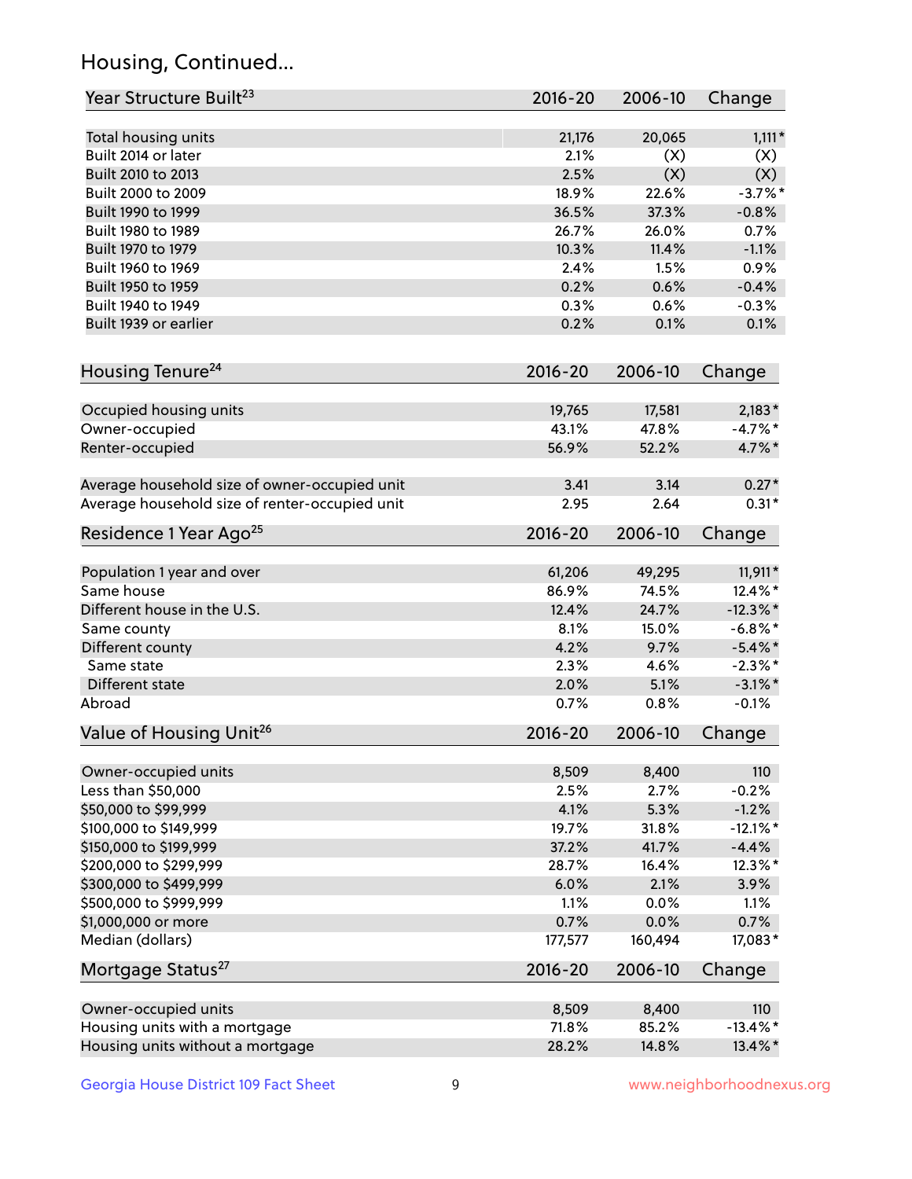## Housing, Continued...

| Year Structure Built[23] | 2016-20 | 2006-10 | Change |
|---|---|---|---|
| Total housing units | 21,176 | 20,065 | 1,111* |
| Built 2014 or later | 2.1% | (X) | (X) |
| Built 2010 to 2013 | 2.5% | (X) | (X) |
| Built 2000 to 2009 | 18.9% | 22.6% | -3.7%* |
| Built 1990 to 1999 | 36.5% | 37.3% | -0.8% |
| Built 1980 to 1989 | 26.7% | 26.0% | 0.7% |
| Built 1970 to 1979 | 10.3% | 11.4% | -1.1% |
| Built 1960 to 1969 | 2.4% | 1.5% | 0.9% |
| Built 1950 to 1959 | 0.2% | 0.6% | -0.4% |
| Built 1940 to 1949 | 0.3% | 0.6% | -0.3% |
| Built 1939 or earlier | 0.2% | 0.1% | 0.1% |

| Housing Tenure[24] | 2016-20 | 2006-10 | Change |
|---|---|---|---|
| Occupied housing units | 19,765 | 17,581 | 2,183* |
| Owner-occupied | 43.1% | 47.8% | -4.7%* |
| Renter-occupied | 56.9% | 52.2% | 4.7%* |
| Average household size of owner-occupied unit | 3.41 | 3.14 | 0.27* |
| Average household size of renter-occupied unit | 2.95 | 2.64 | 0.31* |

| Residence 1 Year Ago[25] | 2016-20 | 2006-10 | Change |
|---|---|---|---|
| Population 1 year and over | 61,206 | 49,295 | 11,911* |
| Same house | 86.9% | 74.5% | 12.4%* |
| Different house in the U.S. | 12.4% | 24.7% | -12.3%* |
| Same county | 8.1% | 15.0% | -6.8%* |
| Different county | 4.2% | 9.7% | -5.4%* |
| Same state | 2.3% | 4.6% | -2.3%* |
| Different state | 2.0% | 5.1% | -3.1%* |
| Abroad | 0.7% | 0.8% | -0.1% |

| Value of Housing Unit[26] | 2016-20 | 2006-10 | Change |
|---|---|---|---|
| Owner-occupied units | 8,509 | 8,400 | 110 |
| Less than $50,000 | 2.5% | 2.7% | -0.2% |
| $50,000 to $99,999 | 4.1% | 5.3% | -1.2% |
| $100,000 to $149,999 | 19.7% | 31.8% | -12.1%* |
| $150,000 to $199,999 | 37.2% | 41.7% | -4.4% |
| $200,000 to $299,999 | 28.7% | 16.4% | 12.3%* |
| $300,000 to $499,999 | 6.0% | 2.1% | 3.9% |
| $500,000 to $999,999 | 1.1% | 0.0% | 1.1% |
| $1,000,000 or more | 0.7% | 0.0% | 0.7% |
| Median (dollars) | 177,577 | 160,494 | 17,083* |

| Mortgage Status[27] | 2016-20 | 2006-10 | Change |
|---|---|---|---|
| Owner-occupied units | 8,509 | 8,400 | 110 |
| Housing units with a mortgage | 71.8% | 85.2% | -13.4%* |
| Housing units without a mortgage | 28.2% | 14.8% | 13.4%* |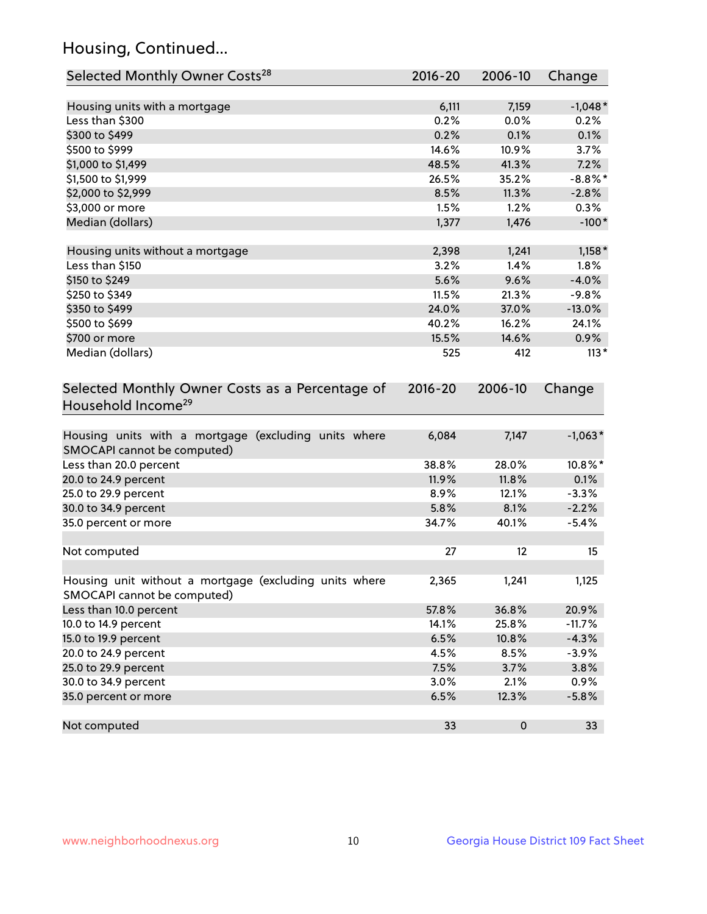## Housing, Continued...

| Selected Monthly Owner Costs[28] | 2016-20 | 2006-10 | Change |
|---|---|---|---|
| Housing units with a mortgage | 6,111 | 7,159 | -1,048* |
| Less than $300 | 0.2% | 0.0% | 0.2% |
| $300 to $499 | 0.2% | 0.1% | 0.1% |
| $500 to $999 | 14.6% | 10.9% | 3.7% |
| $1,000 to $1,499 | 48.5% | 41.3% | 7.2% |
| $1,500 to $1,999 | 26.5% | 35.2% | -8.8%* |
| $2,000 to $2,999 | 8.5% | 11.3% | -2.8% |
| $3,000 or more | 1.5% | 1.2% | 0.3% |
| Median (dollars) | 1,377 | 1,476 | -100* |
| Housing units without a mortgage | 2,398 | 1,241 | 1,158* |
| Less than $150 | 3.2% | 1.4% | 1.8% |
| $150 to $249 | 5.6% | 9.6% | -4.0% |
| $250 to $349 | 11.5% | 21.3% | -9.8% |
| $350 to $499 | 24.0% | 37.0% | -13.0% |
| $500 to $699 | 40.2% | 16.2% | 24.1% |
| $700 or more | 15.5% | 14.6% | 0.9% |
| Median (dollars) | 525 | 412 | 113* |

| Selected Monthly Owner Costs as a Percentage of Household Income[29] | 2016-20 | 2006-10 | Change |
|---|---|---|---|
| Housing units with a mortgage (excluding units where SMOCAPI cannot be computed) | 6,084 | 7,147 | -1,063* |
| Less than 20.0 percent | 38.8% | 28.0% | 10.8%* |
| 20.0 to 24.9 percent | 11.9% | 11.8% | 0.1% |
| 25.0 to 29.9 percent | 8.9% | 12.1% | -3.3% |
| 30.0 to 34.9 percent | 5.8% | 8.1% | -2.2% |
| 35.0 percent or more | 34.7% | 40.1% | -5.4% |
| Not computed | 27 | 12 | 15 |
| Housing unit without a mortgage (excluding units where SMOCAPI cannot be computed) | 2,365 | 1,241 | 1,125 |
| Less than 10.0 percent | 57.8% | 36.8% | 20.9% |
| 10.0 to 14.9 percent | 14.1% | 25.8% | -11.7% |
| 15.0 to 19.9 percent | 6.5% | 10.8% | -4.3% |
| 20.0 to 24.9 percent | 4.5% | 8.5% | -3.9% |
| 25.0 to 29.9 percent | 7.5% | 3.7% | 3.8% |
| 30.0 to 34.9 percent | 3.0% | 2.1% | 0.9% |
| 35.0 percent or more | 6.5% | 12.3% | -5.8% |
| Not computed | 33 | 0 | 33 |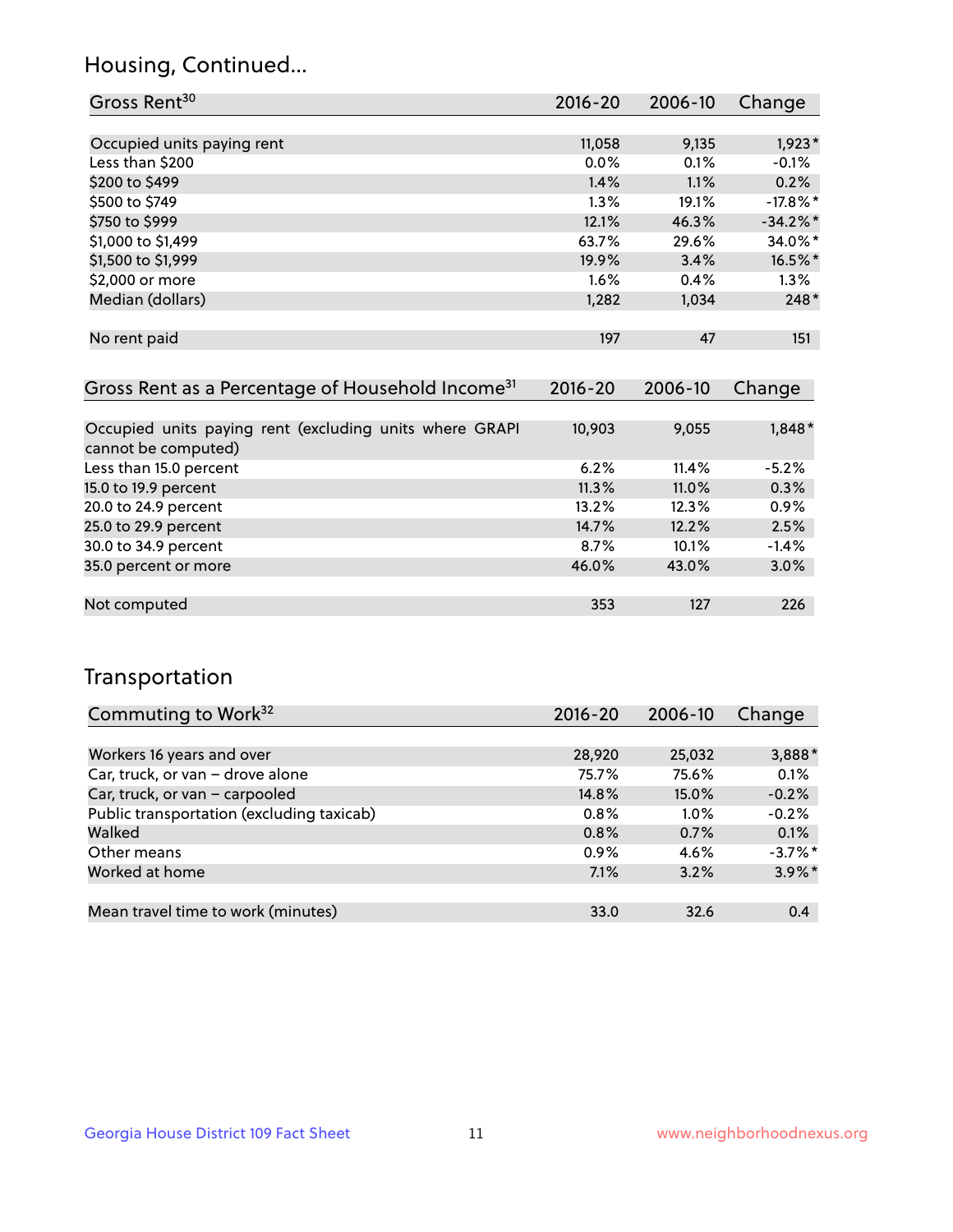## Housing, Continued...

| Gross Rent[30] | 2016-20 | 2006-10 | Change |
|---|---|---|---|
| Occupied units paying rent | 11,058 | 9,135 | 1,923* |
| Less than $200 | 0.0% | 0.1% | -0.1% |
| $200 to $499 | 1.4% | 1.1% | 0.2% |
| $500 to $749 | 1.3% | 19.1% | -17.8%* |
| $750 to $999 | 12.1% | 46.3% | -34.2%* |
| $1,000 to $1,499 | 63.7% | 29.6% | 34.0%* |
| $1,500 to $1,999 | 19.9% | 3.4% | 16.5%* |
| $2,000 or more | 1.6% | 0.4% | 1.3% |
| Median (dollars) | 1,282 | 1,034 | 248* |
| No rent paid | 197 | 47 | 151 |

| Gross Rent as a Percentage of Household Income[31] | 2016-20 | 2006-10 | Change |
|---|---|---|---|
| Occupied units paying rent (excluding units where GRAPI cannot be computed) | 10,903 | 9,055 | 1,848* |
| Less than 15.0 percent | 6.2% | 11.4% | -5.2% |
| 15.0 to 19.9 percent | 11.3% | 11.0% | 0.3% |
| 20.0 to 24.9 percent | 13.2% | 12.3% | 0.9% |
| 25.0 to 29.9 percent | 14.7% | 12.2% | 2.5% |
| 30.0 to 34.9 percent | 8.7% | 10.1% | -1.4% |
| 35.0 percent or more | 46.0% | 43.0% | 3.0% |
| Not computed | 353 | 127 | 226 |

## Transportation

| Commuting to Work[32] | 2016-20 | 2006-10 | Change |
|---|---|---|---|
| Workers 16 years and over | 28,920 | 25,032 | 3,888* |
| Car, truck, or van – drove alone | 75.7% | 75.6% | 0.1% |
| Car, truck, or van – carpooled | 14.8% | 15.0% | -0.2% |
| Public transportation (excluding taxicab) | 0.8% | 1.0% | -0.2% |
| Walked | 0.8% | 0.7% | 0.1% |
| Other means | 0.9% | 4.6% | -3.7%* |
| Worked at home | 7.1% | 3.2% | 3.9%* |
| Mean travel time to work (minutes) | 33.0 | 32.6 | 0.4 |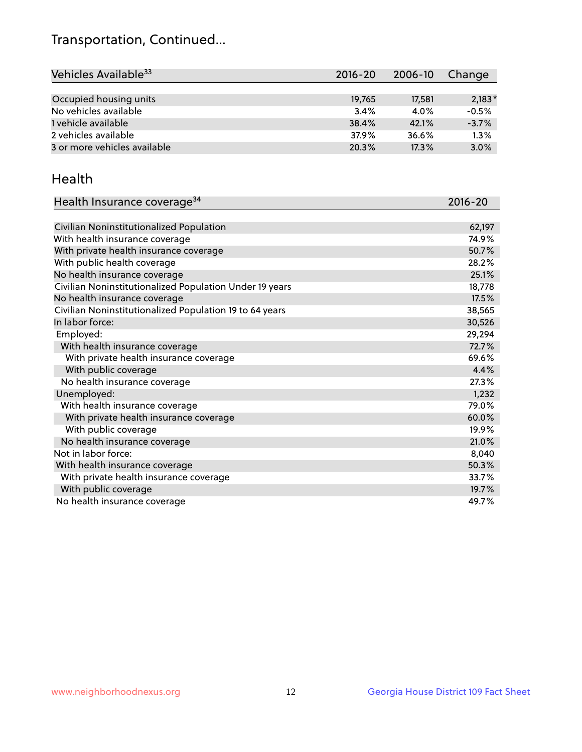# Transportation, Continued...

| Vehicles Available[33] | 2016-20 | 2006-10 | Change |
|---|---|---|---|
| Occupied housing units | 19,765 | 17,581 | 2,183* |
| No vehicles available | 3.4% | 4.0% | -0.5% |
| 1 vehicle available | 38.4% | 42.1% | -3.7% |
| 2 vehicles available | 37.9% | 36.6% | 1.3% |
| 3 or more vehicles available | 20.3% | 17.3% | 3.0% |

## Health

| Health Insurance coverage[34] | 2016-20 |
|---|---|
| Civilian Noninstitutionalized Population | 62,197 |
| With health insurance coverage | 74.9% |
| With private health insurance coverage | 50.7% |
| With public health coverage | 28.2% |
| No health insurance coverage | 25.1% |
| Civilian Noninstitutionalized Population Under 19 years | 18,778 |
| No health insurance coverage | 17.5% |
| Civilian Noninstitutionalized Population 19 to 64 years | 38,565 |
| In labor force: | 30,526 |
| Employed: | 29,294 |
| With health insurance coverage | 72.7% |
| With private health insurance coverage | 69.6% |
| With public coverage | 4.4% |
| No health insurance coverage | 27.3% |
| Unemployed: | 1,232 |
| With health insurance coverage | 79.0% |
| With private health insurance coverage | 60.0% |
| With public coverage | 19.9% |
| No health insurance coverage | 21.0% |
| Not in labor force: | 8,040 |
| With health insurance coverage | 50.3% |
| With private health insurance coverage | 33.7% |
| With public coverage | 19.7% |
| No health insurance coverage | 49.7% |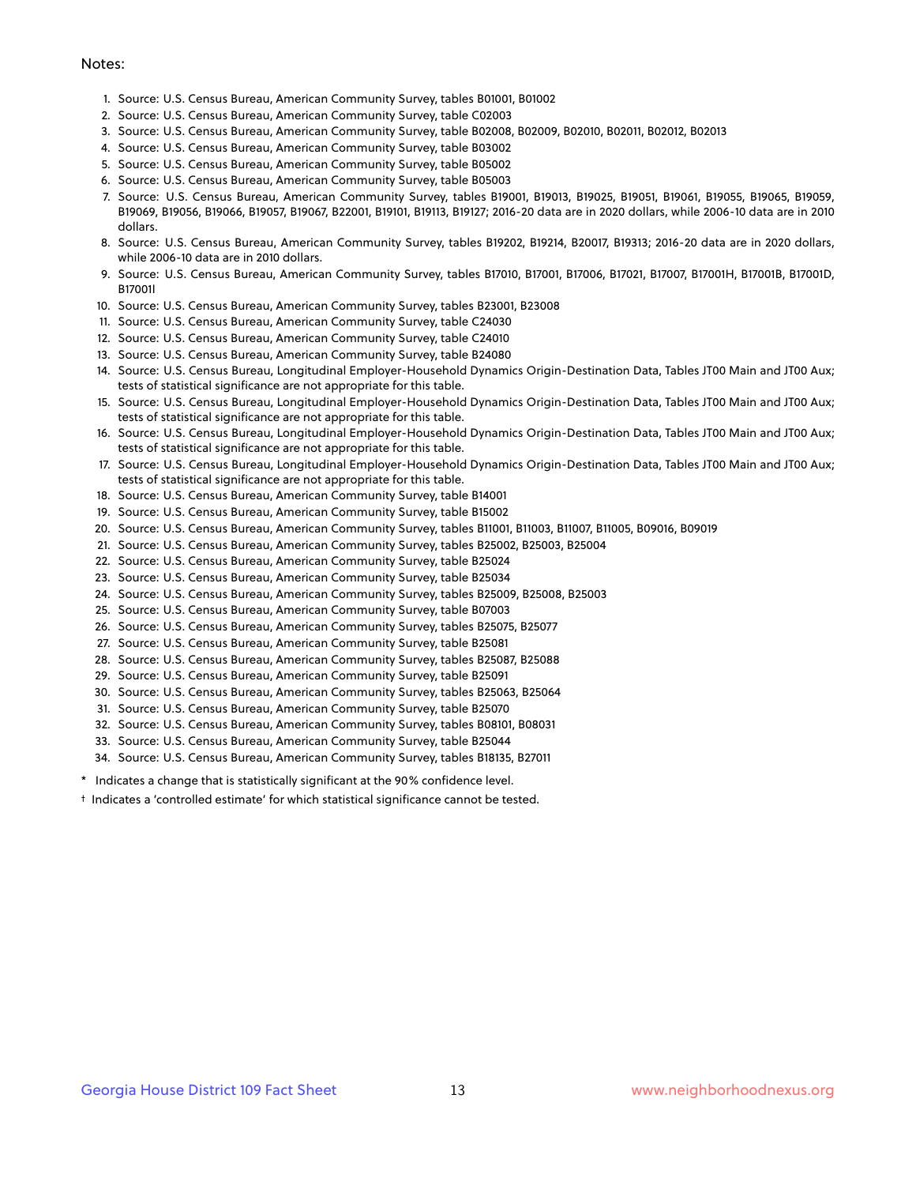Notes:

1. Source: U.S. Census Bureau, American Community Survey, tables B01001, B01002
2. Source: U.S. Census Bureau, American Community Survey, table C02003
3. Source: U.S. Census Bureau, American Community Survey, table B02008, B02009, B02010, B02011, B02012, B02013
4. Source: U.S. Census Bureau, American Community Survey, table B03002
5. Source: U.S. Census Bureau, American Community Survey, table B05002
6. Source: U.S. Census Bureau, American Community Survey, table B05003
7. Source: U.S. Census Bureau, American Community Survey, tables B19001, B19013, B19025, B19051, B19061, B19055, B19065, B19059, B19069, B19056, B19066, B19057, B19067, B22001, B19101, B19113, B19127; 2016-20 data are in 2020 dollars, while 2006-10 data are in 2010 dollars.
8. Source: U.S. Census Bureau, American Community Survey, tables B19202, B19214, B20017, B19313; 2016-20 data are in 2020 dollars, while 2006-10 data are in 2010 dollars.
9. Source: U.S. Census Bureau, American Community Survey, tables B17010, B17001, B17006, B17021, B17007, B17001H, B17001B, B17001D, B17001I
10. Source: U.S. Census Bureau, American Community Survey, tables B23001, B23008
11. Source: U.S. Census Bureau, American Community Survey, table C24030
12. Source: U.S. Census Bureau, American Community Survey, table C24010
13. Source: U.S. Census Bureau, American Community Survey, table B24080
14. Source: U.S. Census Bureau, Longitudinal Employer-Household Dynamics Origin-Destination Data, Tables JT00 Main and JT00 Aux; tests of statistical significance are not appropriate for this table.
15. Source: U.S. Census Bureau, Longitudinal Employer-Household Dynamics Origin-Destination Data, Tables JT00 Main and JT00 Aux; tests of statistical significance are not appropriate for this table.
16. Source: U.S. Census Bureau, Longitudinal Employer-Household Dynamics Origin-Destination Data, Tables JT00 Main and JT00 Aux; tests of statistical significance are not appropriate for this table.
17. Source: U.S. Census Bureau, Longitudinal Employer-Household Dynamics Origin-Destination Data, Tables JT00 Main and JT00 Aux; tests of statistical significance are not appropriate for this table.
18. Source: U.S. Census Bureau, American Community Survey, table B14001
19. Source: U.S. Census Bureau, American Community Survey, table B15002
20. Source: U.S. Census Bureau, American Community Survey, tables B11001, B11003, B11007, B11005, B09016, B09019
21. Source: U.S. Census Bureau, American Community Survey, tables B25002, B25003, B25004
22. Source: U.S. Census Bureau, American Community Survey, table B25024
23. Source: U.S. Census Bureau, American Community Survey, table B25034
24. Source: U.S. Census Bureau, American Community Survey, tables B25009, B25008, B25003
25. Source: U.S. Census Bureau, American Community Survey, table B07003
26. Source: U.S. Census Bureau, American Community Survey, tables B25075, B25077
27. Source: U.S. Census Bureau, American Community Survey, table B25081
28. Source: U.S. Census Bureau, American Community Survey, tables B25087, B25088
29. Source: U.S. Census Bureau, American Community Survey, table B25091
30. Source: U.S. Census Bureau, American Community Survey, tables B25063, B25064
31. Source: U.S. Census Bureau, American Community Survey, table B25070
32. Source: U.S. Census Bureau, American Community Survey, tables B08101, B08031
33. Source: U.S. Census Bureau, American Community Survey, table B25044
34. Source: U.S. Census Bureau, American Community Survey, tables B18135, B27011

\* Indicates a change that is statistically significant at the 90% confidence level.

† Indicates a 'controlled estimate' for which statistical significance cannot be tested.